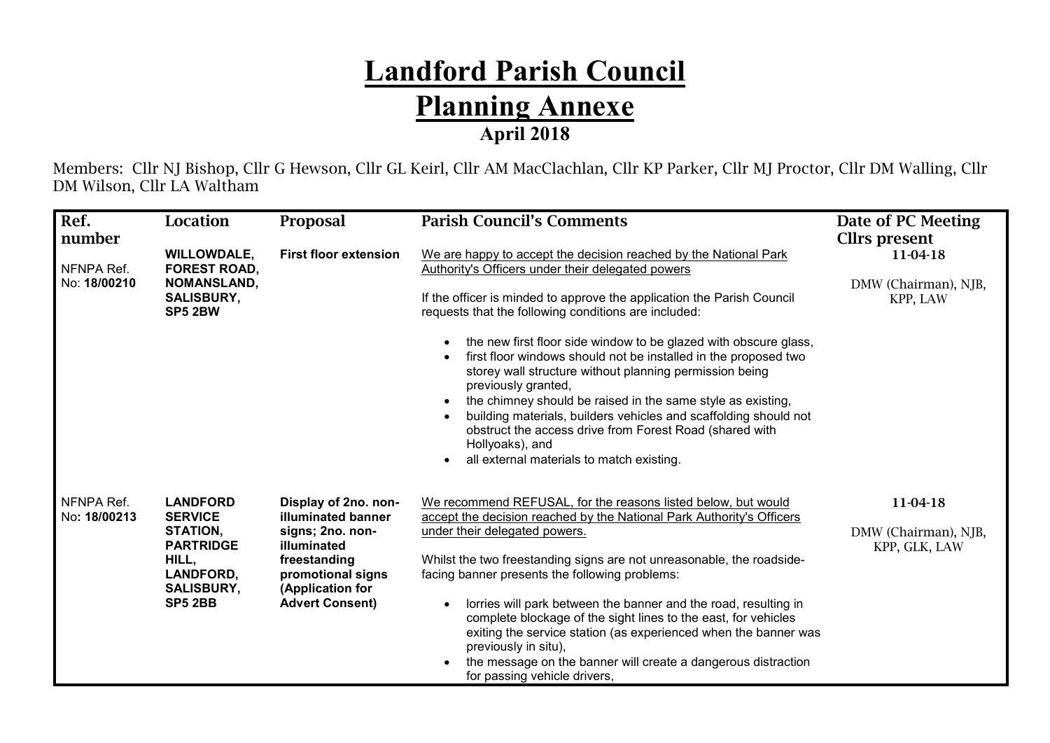# Landford Parish Council

## Planning Annexe

### April 2018

Members: Cllr NJ Bishop, Cllr G Hewson, Cllr GL Keirl, Cllr AM MacClachlan, Cllr KP Parker, Cllr MJ Proctor, Cllr DM Walling, Cllr DM Wilson, Cllr LA Waltham

| Ref. number | Location | Proposal | Parish Council's Comments | Date of PC Meeting Cllrs present |
|---|---|---|---|---|
| NFNPA Ref. No: **18/00210** | **WILLOWDALE, FOREST ROAD, NOMANSLAND, SALISBURY, SP5 2BW** | **First floor extension** | We are happy to accept the decision reached by the National Park Authority's Officers under their delegated powers<br><br>If the officer is minded to approve the application the Parish Council requests that the following conditions are included:<br><br>• the new first floor side window to be glazed with obscure glass,<br>• first floor windows should not be installed in the proposed two storey wall structure without planning permission being previously granted,<br>• the chimney should be raised in the same style as existing,<br>• building materials, builders vehicles and scaffolding should not obstruct the access drive from Forest Road (shared with Hollyoaks), and<br>• all external materials to match existing. | 11-04-18<br><br>DMW (Chairman), NJB, KPP, LAW |
| NFNPA Ref. No**: 18/00213** | **LANDFORD SERVICE STATION, PARTRIDGE HILL, LANDFORD, SALISBURY, SP5 2BB** | **Display of 2no. non-illuminated banner signs; 2no. non-illuminated freestanding promotional signs (Application for Advert Consent)** | We recommend REFUSAL, for the reasons listed below, but would accept the decision reached by the National Park Authority's Officers under their delegated powers.<br><br>Whilst the two freestanding signs are not unreasonable, the roadside-facing banner presents the following problems:<br><br>• lorries will park between the banner and the road, resulting in complete blockage of the sight lines to the east, for vehicles exiting the service station (as experienced when the banner was previously in situ),<br>• the message on the banner will create a dangerous distraction for passing vehicle drivers, | 11-04-18<br><br>DMW (Chairman), NJB, KPP, GLK, LAW |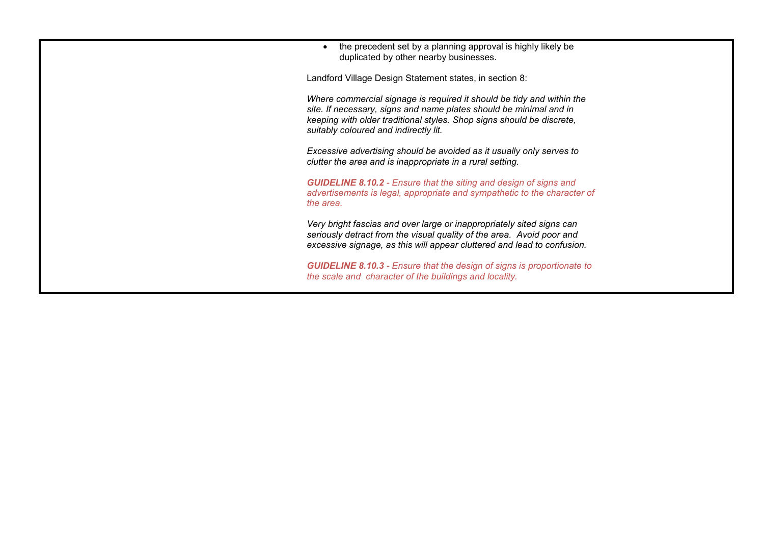- the precedent set by a planning approval is highly likely be duplicated by other nearby businesses.

Landford Village Design Statement states, in section 8:

*Where commercial signage is required it should be tidy and within the site. If necessary, signs and name plates should be minimal and in keeping with older traditional styles. Shop signs should be discrete, suitably coloured and indirectly lit.*

*Excessive advertising should be avoided as it usually only serves to clutter the area and is inappropriate in a rural setting.*

***GUIDELINE 8.10.2** - Ensure that the siting and design of signs and advertisements is legal, appropriate and sympathetic to the character of the area.*

*Very bright fascias and over large or inappropriately sited signs can seriously detract from the visual quality of the area. Avoid poor and excessive signage, as this will appear cluttered and lead to confusion.*

***GUIDELINE 8.10.3** - Ensure that the design of signs is proportionate to the scale and character of the buildings and locality.*